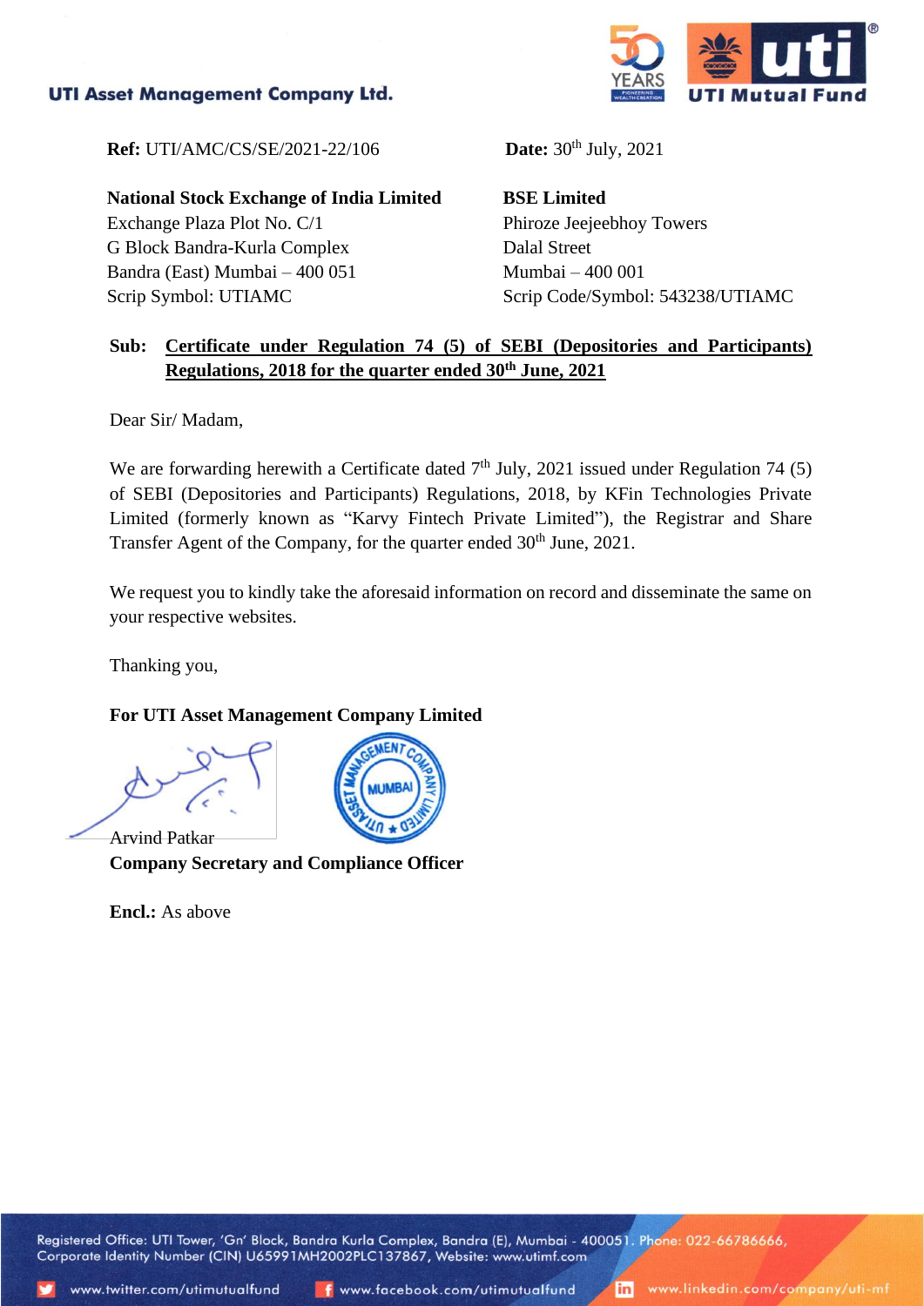**UTI Asset Management Company Ltd.**

**Ref:** UTI/AMC/CS/SE/2021-22/106

**Date:** 30th July, 2021

**National Stock Exchange of India Limited**
Exchange Plaza Plot No. C/1
G Block Bandra-Kurla Complex
Bandra (East) Mumbai – 400 051
Scrip Symbol: UTIAMC

**BSE Limited**
Phiroze Jeejeebhoy Towers
Dalal Street
Mumbai – 400 001
Scrip Code/Symbol: 543238/UTIAMC

**Sub: Certificate under Regulation 74 (5) of SEBI (Depositories and Participants) Regulations, 2018 for the quarter ended 30th June, 2021**

Dear Sir/ Madam,

We are forwarding herewith a Certificate dated 7th July, 2021 issued under Regulation 74 (5) of SEBI (Depositories and Participants) Regulations, 2018, by KFin Technologies Private Limited (formerly known as "Karvy Fintech Private Limited"), the Registrar and Share Transfer Agent of the Company, for the quarter ended 30th June, 2021.

We request you to kindly take the aforesaid information on record and disseminate the same on your respective websites.

Thanking you,

**For UTI Asset Management Company Limited**

Arvind Patkar
**Company Secretary and Compliance Officer**

**Encl.:** As above

Registered Office: UTI Tower, 'Gn' Block, Bandra Kurla Complex, Bandra (E), Mumbai - 400051. Phone: 022-66786666,
Corporate Identity Number (CIN) U65991MH2002PLC137867, Website: www.utimf.com

www.twitter.com/utimutualfund www.facebook.com/utimutualfund www.linkedin.com/company/uti-mf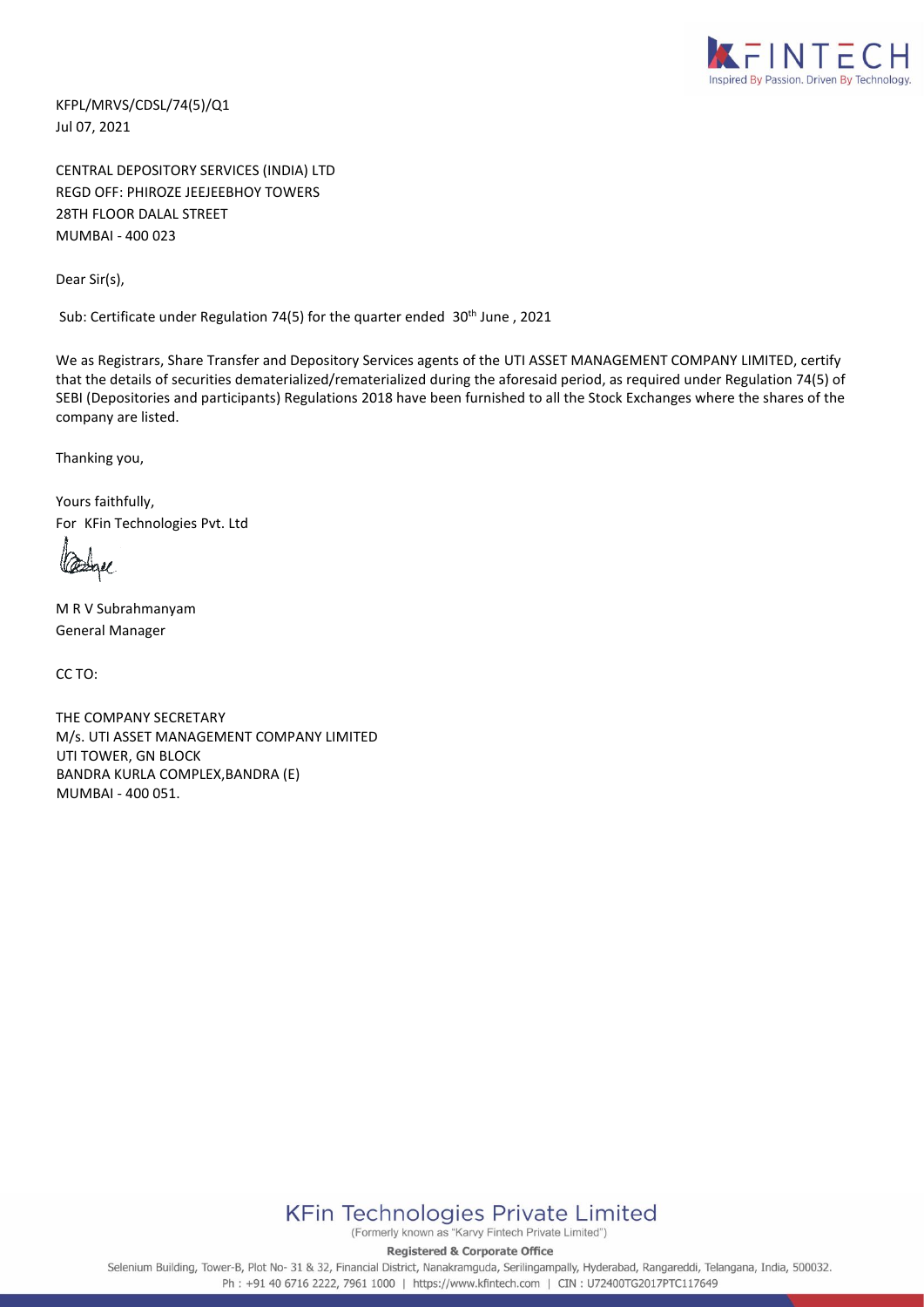KFPL/MRVS/CDSL/74(5)/Q1
Jul 07, 2021

CENTRAL DEPOSITORY SERVICES (INDIA) LTD
REGD OFF: PHIROZE JEEJEEBHOY TOWERS
28TH FLOOR DALAL STREET
MUMBAI - 400 023

Dear Sir(s),

Sub: Certificate under Regulation 74(5) for the quarter ended 30th June , 2021

We as Registrars, Share Transfer and Depository Services agents of the UTI ASSET MANAGEMENT COMPANY LIMITED, certify that the details of securities dematerialized/rematerialized during the aforesaid period, as required under Regulation 74(5) of SEBI (Depositories and participants) Regulations 2018 have been furnished to all the Stock Exchanges where the shares of the company are listed.

Thanking you,

Yours faithfully,
For KFin Technologies Pvt. Ltd

M R V Subrahmanyam
General Manager

CC TO:

THE COMPANY SECRETARY
M/s. UTI ASSET MANAGEMENT COMPANY LIMITED
UTI TOWER, GN BLOCK
BANDRA KURLA COMPLEX,BANDRA (E)
MUMBAI - 400 051.

**KFin Technologies Private Limited**
(Formerly known as "Karvy Fintech Private Limited")

**Registered & Corporate Office**
Selenium Building, Tower-B, Plot No- 31 & 32, Financial District, Nanakramguda, Serilingampally, Hyderabad, Rangareddi, Telangana, India, 500032.
Ph : +91 40 6716 2222, 7961 1000 | https://www.kfintech.com | CIN : U72400TG2017PTC117649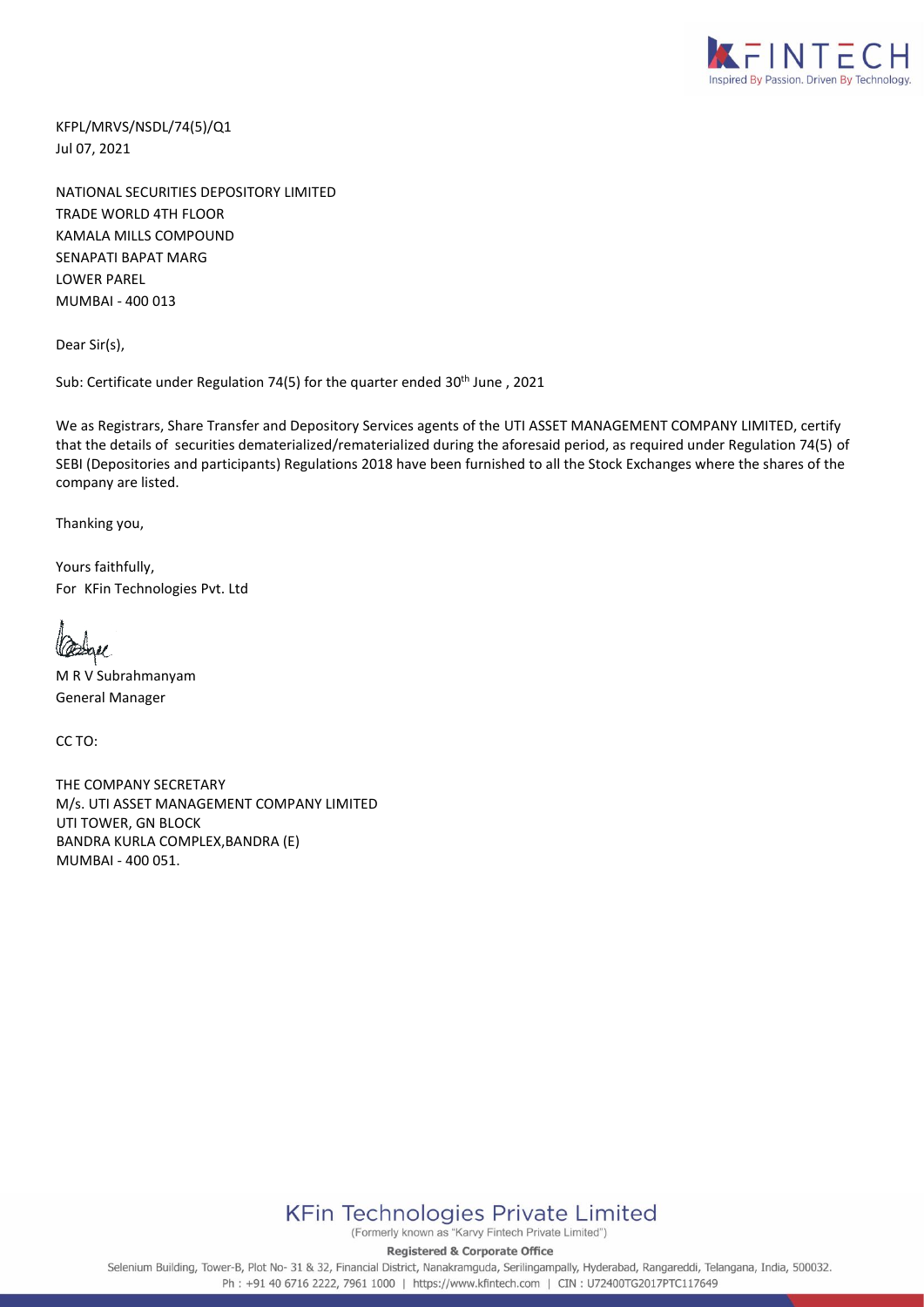KFPL/MRVS/NSDL/74(5)/Q1
Jul 07, 2021

NATIONAL SECURITIES DEPOSITORY LIMITED
TRADE WORLD 4TH FLOOR
KAMALA MILLS COMPOUND
SENAPATI BAPAT MARG
LOWER PAREL
MUMBAI - 400 013

Dear Sir(s),

Sub: Certificate under Regulation 74(5) for the quarter ended 30th June , 2021

We as Registrars, Share Transfer and Depository Services agents of the UTI ASSET MANAGEMENT COMPANY LIMITED, certify that the details of securities dematerialized/rematerialized during the aforesaid period, as required under Regulation 74(5) of SEBI (Depositories and participants) Regulations 2018 have been furnished to all the Stock Exchanges where the shares of the company are listed.

Thanking you,

Yours faithfully,
For KFin Technologies Pvt. Ltd

M R V Subrahmanyam
General Manager

CC TO:

THE COMPANY SECRETARY
M/s. UTI ASSET MANAGEMENT COMPANY LIMITED
UTI TOWER, GN BLOCK
BANDRA KURLA COMPLEX,BANDRA (E)
MUMBAI - 400 051.